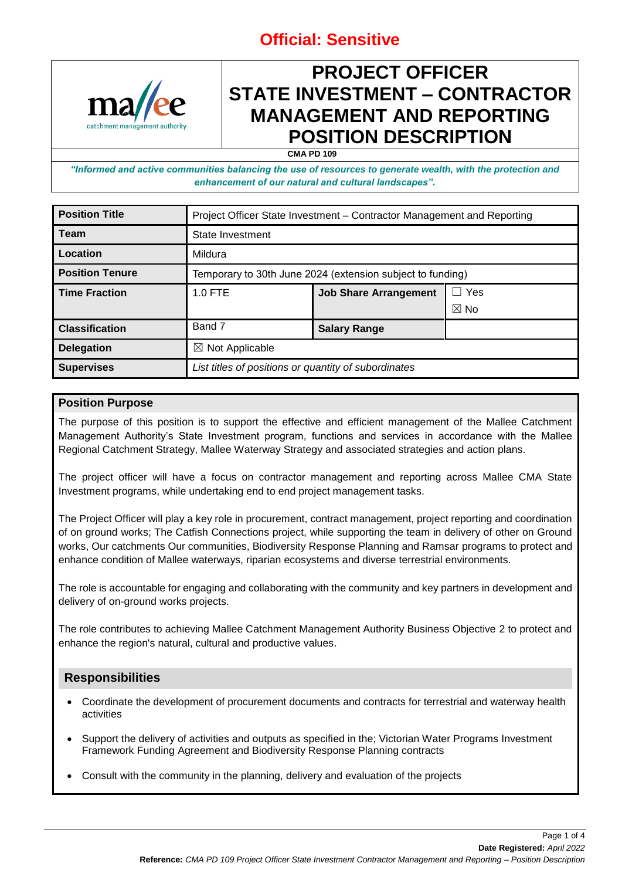**Official: Sensitive**

# PROJECT OFFICER STATE INVESTMENT – CONTRACTOR MANAGEMENT AND REPORTING POSITION DESCRIPTION

**CMA PD 109**

***"Informed and active communities balancing the use of resources to generate wealth, with the protection and enhancement of our natural and cultural landscapes".***

| **Position Title** | Project Officer State Investment – Contractor Management and Reporting | | |
|---|---|---|---|
| **Team** | State Investment | | |
| **Location** | Mildura | | |
| **Position Tenure** | Temporary to 30th June 2024 (extension subject to funding) | | |
| **Time Fraction** | 1.0 FTE | **Job Share Arrangement** | ☐ Yes ☒ No |
| **Classification** | Band 7 | **Salary Range** | |
| **Delegation** | ☒ Not Applicable | | |
| **Supervises** | *List titles of positions or quantity of subordinates* | | |

## Position Purpose

The purpose of this position is to support the effective and efficient management of the Mallee Catchment Management Authority's State Investment program, functions and services in accordance with the Mallee Regional Catchment Strategy, Mallee Waterway Strategy and associated strategies and action plans.

The project officer will have a focus on contractor management and reporting across Mallee CMA State Investment programs, while undertaking end to end project management tasks.

The Project Officer will play a key role in procurement, contract management, project reporting and coordination of on ground works; The Catfish Connections project, while supporting the team in delivery of other on Ground works, Our catchments Our communities, Biodiversity Response Planning and Ramsar programs to protect and enhance condition of Mallee waterways, riparian ecosystems and diverse terrestrial environments.

The role is accountable for engaging and collaborating with the community and key partners in development and delivery of on-ground works projects.

The role contributes to achieving Mallee Catchment Management Authority Business Objective 2 to protect and enhance the region's natural, cultural and productive values.

## Responsibilities

- Coordinate the development of procurement documents and contracts for terrestrial and waterway health activities
- Support the delivery of activities and outputs as specified in the; Victorian Water Programs Investment Framework Funding Agreement and Biodiversity Response Planning contracts
- Consult with the community in the planning, delivery and evaluation of the projects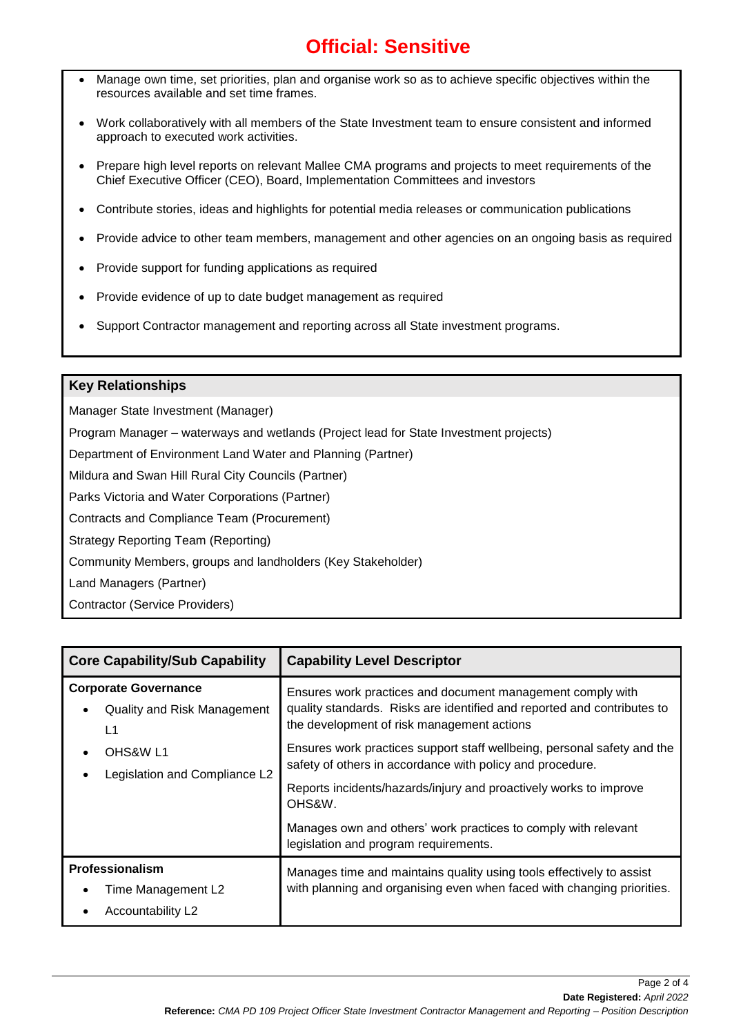- Manage own time, set priorities, plan and organise work so as to achieve specific objectives within the resources available and set time frames.
- Work collaboratively with all members of the State Investment team to ensure consistent and informed approach to executed work activities.
- Prepare high level reports on relevant Mallee CMA programs and projects to meet requirements of the Chief Executive Officer (CEO), Board, Implementation Committees and investors
- Contribute stories, ideas and highlights for potential media releases or communication publications
- Provide advice to other team members, management and other agencies on an ongoing basis as required
- Provide support for funding applications as required
- Provide evidence of up to date budget management as required
- Support Contractor management and reporting across all State investment programs.

## Key Relationships

Manager State Investment (Manager)

Program Manager – waterways and wetlands (Project lead for State Investment projects)

Department of Environment Land Water and Planning (Partner)

Mildura and Swan Hill Rural City Councils (Partner)

Parks Victoria and Water Corporations (Partner)

Contracts and Compliance Team (Procurement)

Strategy Reporting Team (Reporting)

Community Members, groups and landholders (Key Stakeholder)

Land Managers (Partner)

Contractor (Service Providers)

| Core Capability/Sub Capability | Capability Level Descriptor |
|---|---|
| **Corporate Governance**<br>• Quality and Risk Management L1<br>• OHS&W L1<br>• Legislation and Compliance L2 | Ensures work practices and document management comply with quality standards. Risks are identified and reported and contributes to the development of risk management actions<br><br>Ensures work practices support staff wellbeing, personal safety and the safety of others in accordance with policy and procedure.<br><br>Reports incidents/hazards/injury and proactively works to improve OHS&W.<br><br>Manages own and others' work practices to comply with relevant legislation and program requirements. |
| **Professionalism**<br>• Time Management L2<br>• Accountability L2 | Manages time and maintains quality using tools effectively to assist with planning and organising even when faced with changing priorities. |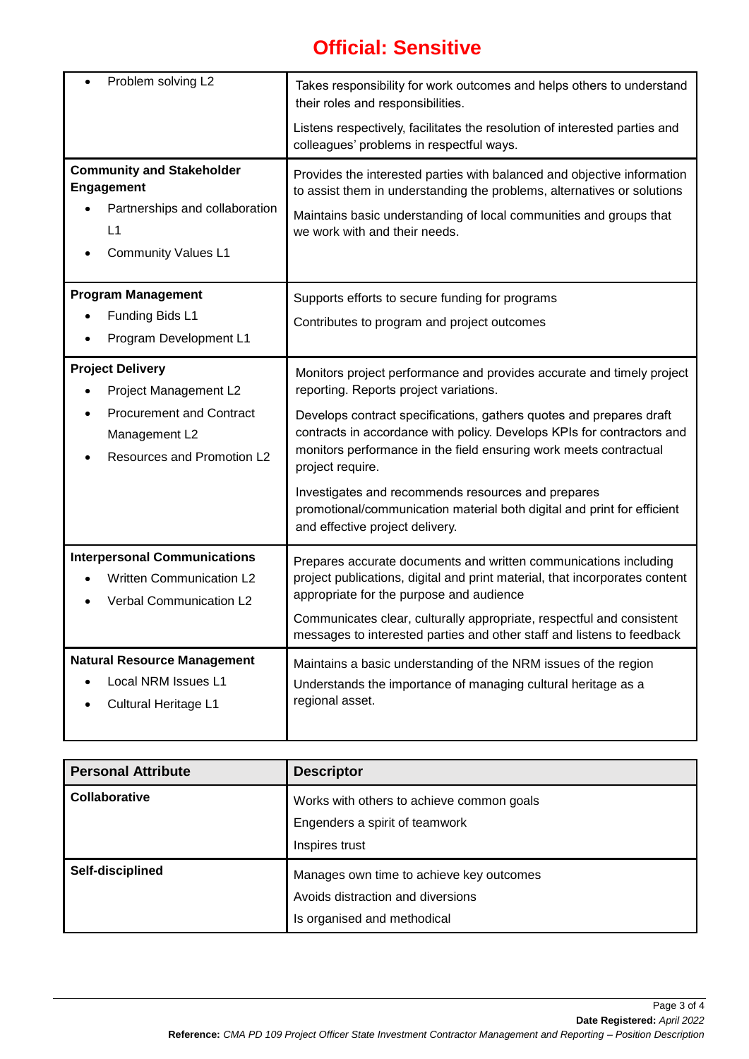**Official: Sensitive**

| | |
|---|---|
| • Problem solving L2 | Takes responsibility for work outcomes and helps others to understand their roles and responsibilities.<br><br>Listens respectively, facilitates the resolution of interested parties and colleagues' problems in respectful ways. |
| **Community and Stakeholder Engagement**<br>• Partnerships and collaboration L1<br>• Community Values L1 | Provides the interested parties with balanced and objective information to assist them in understanding the problems, alternatives or solutions<br><br>Maintains basic understanding of local communities and groups that we work with and their needs. |
| **Program Management**<br>• Funding Bids L1<br>• Program Development L1 | Supports efforts to secure funding for programs<br><br>Contributes to program and project outcomes |
| **Project Delivery**<br>• Project Management L2<br>• Procurement and Contract Management L2<br>• Resources and Promotion L2 | Monitors project performance and provides accurate and timely project reporting. Reports project variations.<br><br>Develops contract specifications, gathers quotes and prepares draft contracts in accordance with policy. Develops KPIs for contractors and monitors performance in the field ensuring work meets contractual project require.<br><br>Investigates and recommends resources and prepares promotional/communication material both digital and print for efficient and effective project delivery. |
| **Interpersonal Communications**<br>• Written Communication L2<br>• Verbal Communication L2 | Prepares accurate documents and written communications including project publications, digital and print material, that incorporates content appropriate for the purpose and audience<br><br>Communicates clear, culturally appropriate, respectful and consistent messages to interested parties and other staff and listens to feedback |
| **Natural Resource Management**<br>• Local NRM Issues L1<br>• Cultural Heritage L1 | Maintains a basic understanding of the NRM issues of the region<br><br>Understands the importance of managing cultural heritage as a regional asset. |

| Personal Attribute | Descriptor |
|---|---|
| **Collaborative** | Works with others to achieve common goals<br><br>Engenders a spirit of teamwork<br><br>Inspires trust |
| **Self-disciplined** | Manages own time to achieve key outcomes<br><br>Avoids distraction and diversions<br><br>Is organised and methodical |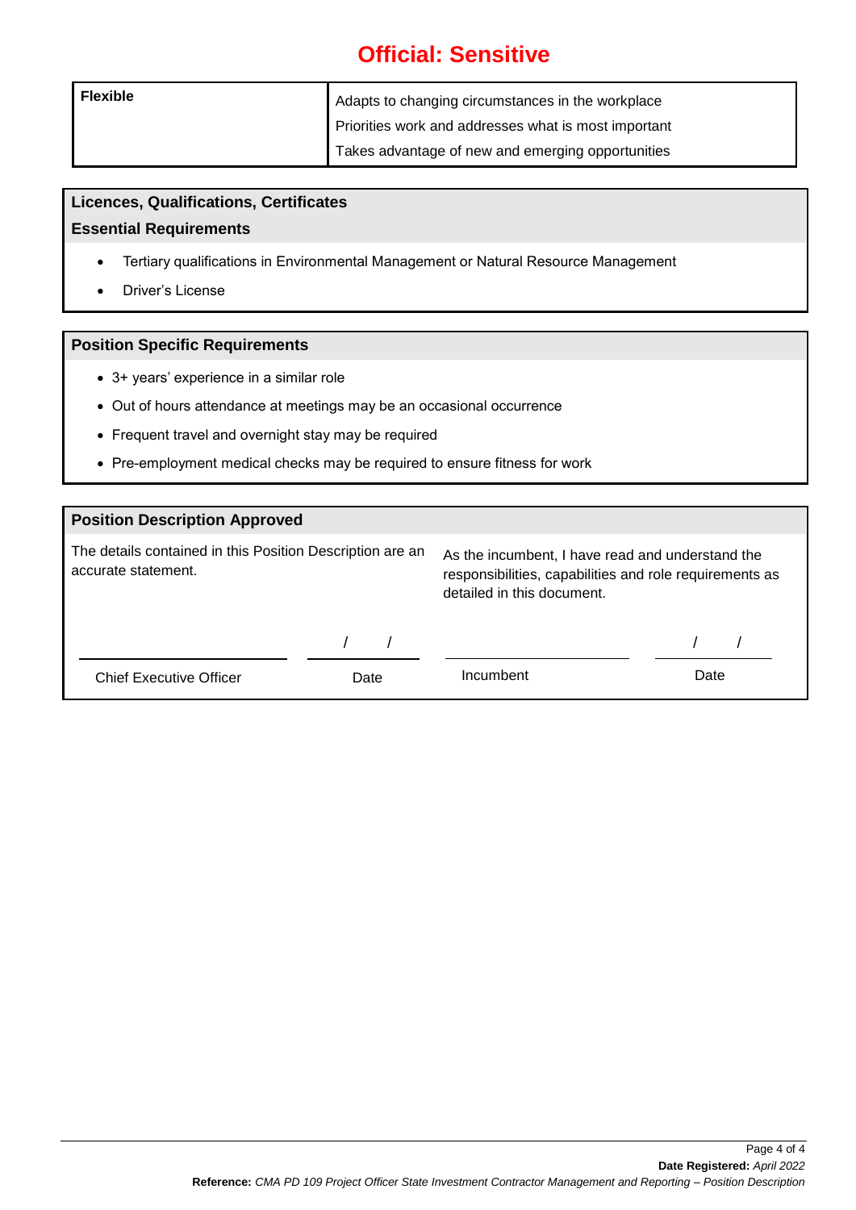**Official: Sensitive**

| | |
|---|---|
| **Flexible** | Adapts to changing circumstances in the workplace<br>Priorities work and addresses what is most important<br>Takes advantage of new and emerging opportunities |

### Licences, Qualifications, Certificates

### Essential Requirements

- Tertiary qualifications in Environmental Management or Natural Resource Management
- Driver's License

### Position Specific Requirements

- 3+ years' experience in a similar role
- Out of hours attendance at meetings may be an occasional occurrence
- Frequent travel and overnight stay may be required
- Pre-employment medical checks may be required to ensure fitness for work

### Position Description Approved

The details contained in this Position Description are an accurate statement.

As the incumbent, I have read and understand the responsibilities, capabilities and role requirements as detailed in this document.

| | | | |
|---|---|---|---|
| ____________________ | / / | ____________________ | / / |
| Chief Executive Officer | Date | Incumbent | Date |

**Date Registered:** *April 2022*

**Reference:** *CMA PD 109 Project Officer State Investment Contractor Management and Reporting – Position Description*